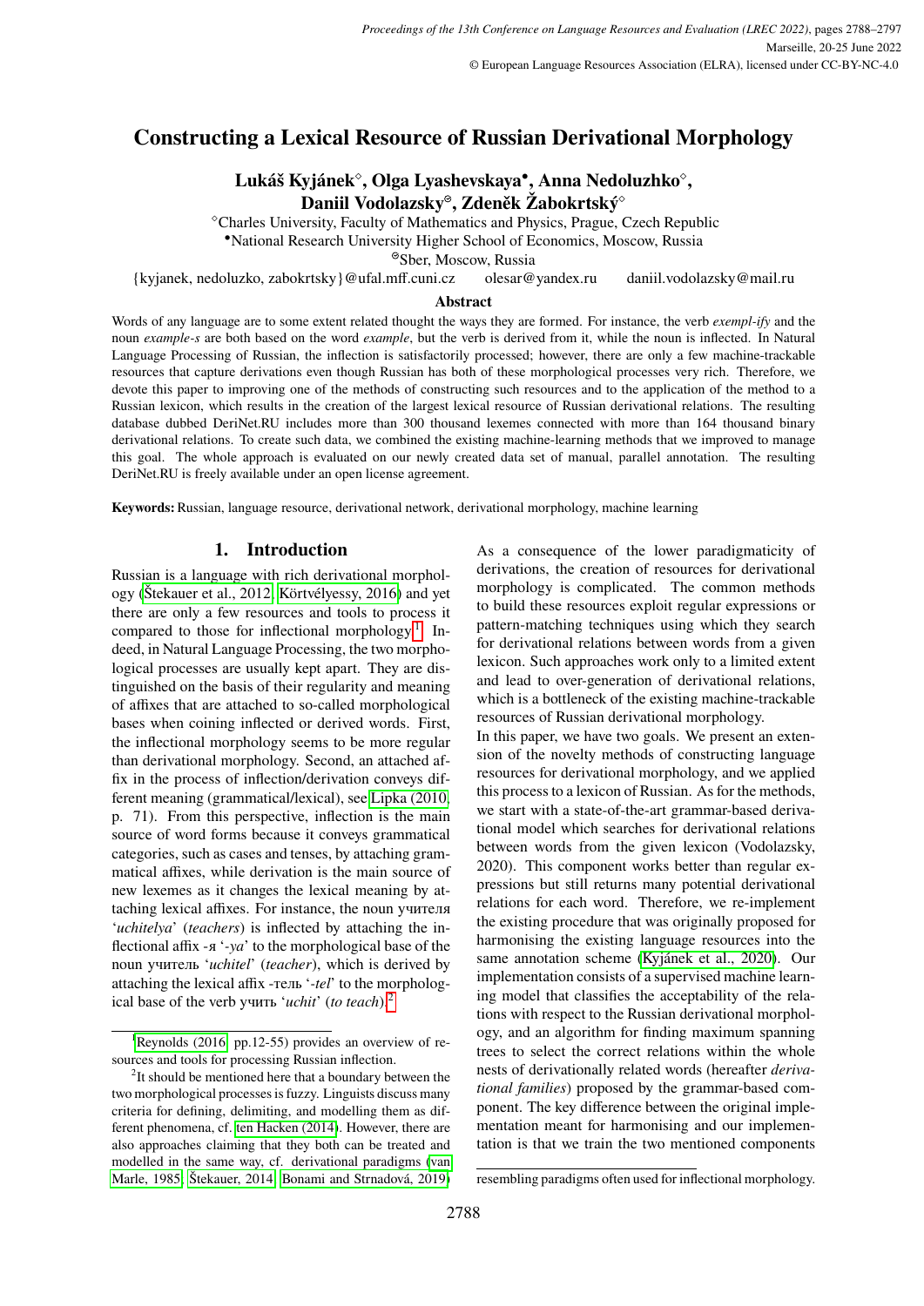# Constructing a Lexical Resource of Russian Derivational Morphology

**Lukáš Kyjánek[◇], Olga Lyashevskaya[•], Anna Nedoluzhko[◇], Daniil Vodolazsky[⊜], Zdeněk Žabokrtský[◇]**

[◇]Charles University, Faculty of Mathematics and Physics, Prague, Czech Republic
[•]National Research University Higher School of Economics, Moscow, Russia
[⊜]Sber, Moscow, Russia

{kyjanek, nedoluzko, zabokrtsky}@ufal.mff.cuni.cz olesar@yandex.ru daniil.vodolazsky@mail.ru

### Abstract

Words of any language are to some extent related thought the ways they are formed. For instance, the verb *exempl-ify* and the noun *example-s* are both based on the word *example*, but the verb is derived from it, while the noun is inflected. In Natural Language Processing of Russian, the inflection is satisfactorily processed; however, there are only a few machine-trackable resources that capture derivations even though Russian has both of these morphological processes very rich. Therefore, we devote this paper to improving one of the methods of constructing such resources and to the application of the method to a Russian lexicon, which results in the creation of the largest lexical resource of Russian derivational relations. The resulting database dubbed DeriNet.RU includes more than 300 thousand lexemes connected with more than 164 thousand binary derivational relations. To create such data, we combined the existing machine-learning methods that we improved to manage this goal. The whole approach is evaluated on our newly created data set of manual, parallel annotation. The resulting DeriNet.RU is freely available under an open license agreement.

**Keywords:** Russian, language resource, derivational network, derivational morphology, machine learning

## 1. Introduction

Russian is a language with rich derivational morphology (Štekauer et al., 2012; Körtvélyessy, 2016) and yet there are only a few resources and tools to process it compared to those for inflectional morphology.[1] Indeed, in Natural Language Processing, the two morphological processes are usually kept apart. They are distinguished on the basis of their regularity and meaning of affixes that are attached to so-called morphological bases when coining inflected or derived words. First, the inflectional morphology seems to be more regular than derivational morphology. Second, an attached affix in the process of inflection/derivation conveys different meaning (grammatical/lexical), see Lipka (2010, p. 71). From this perspective, inflection is the main source of word forms because it conveys grammatical categories, such as cases and tenses, by attaching grammatical affixes, while derivation is the main source of new lexemes as it changes the lexical meaning by attaching lexical affixes. For instance, the noun учителя '*uchitelya*' (*teachers*) is inflected by attaching the inflectional affix -я '*-ya*' to the morphological base of the noun учитель '*uchitel*' (*teacher*), which is derived by attaching the lexical affix -тель '*-tel*' to the morphological base of the verb учить '*uchit*' (*to teach*).[2]

As a consequence of the lower paradigmaticity of derivations, the creation of resources for derivational morphology is complicated. The common methods to build these resources exploit regular expressions or pattern-matching techniques using which they search for derivational relations between words from a given lexicon. Such approaches work only to a limited extent and lead to over-generation of derivational relations, which is a bottleneck of the existing machine-trackable resources of Russian derivational morphology.

In this paper, we have two goals. We present an extension of the novelty methods of constructing language resources for derivational morphology, and we applied this process to a lexicon of Russian. As for the methods, we start with a state-of-the-art grammar-based derivational model which searches for derivational relations between words from the given lexicon (Vodolazsky, 2020). This component works better than regular expressions but still returns many potential derivational relations for each word. Therefore, we re-implement the existing procedure that was originally proposed for harmonising the existing language resources into the same annotation scheme (Kyjánek et al., 2020). Our implementation consists of a supervised machine learning model that classifies the acceptability of the relations with respect to the Russian derivational morphology, and an algorithm for finding maximum spanning trees to select the correct relations within the whole nests of derivationally related words (hereafter *derivational families*) proposed by the grammar-based component. The key difference between the original implementation meant for harmonising and our implementation is that we train the two mentioned components

---

[1] Reynolds (2016, pp.12-55) provides an overview of resources and tools for processing Russian inflection.

[2] It should be mentioned here that a boundary between the two morphological processes is fuzzy. Linguists discuss many criteria for defining, delimiting, and modelling them as different phenomena, cf. ten Hacken (2014). However, there are also approaches claiming that they both can be treated and modelled in the same way, cf. derivational paradigms (van Marle, 1985; Štekauer, 2014; Bonami and Strnadová, 2019) resembling paradigms often used for inflectional morphology.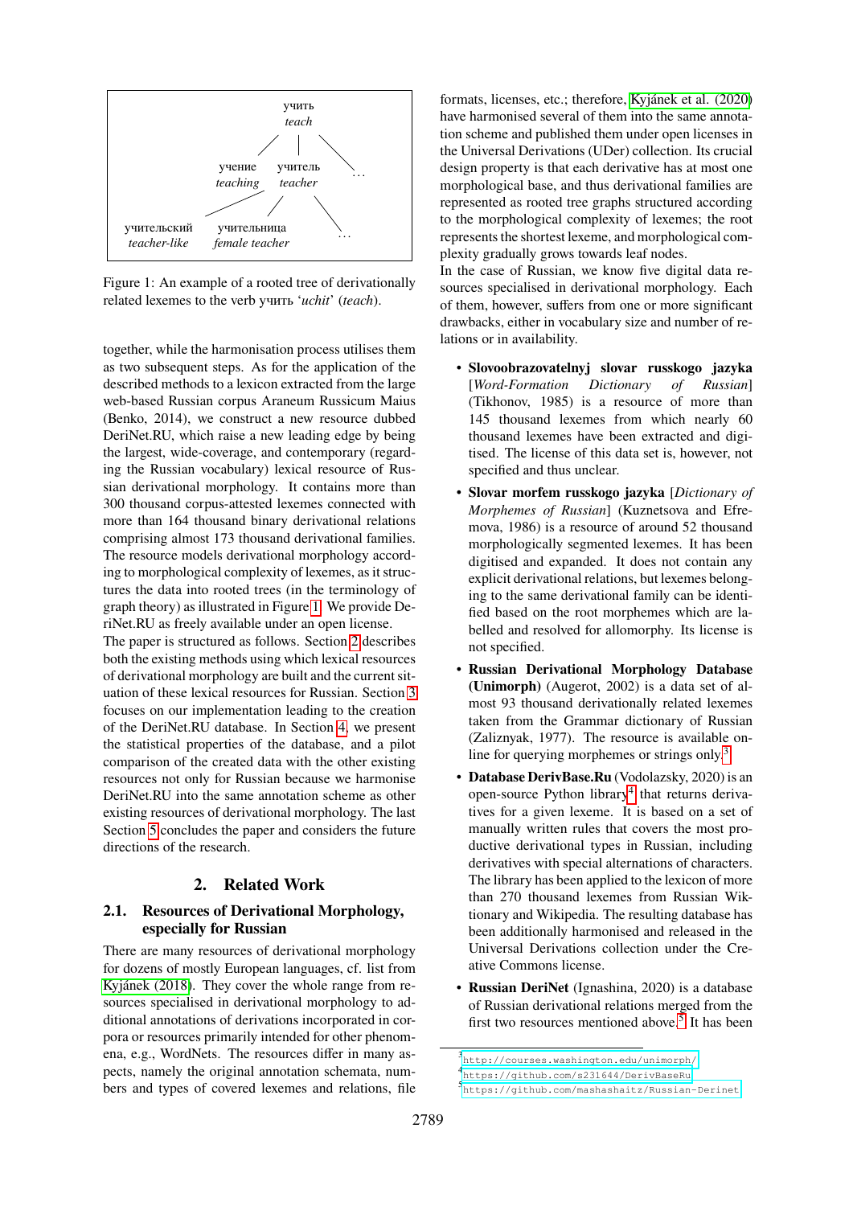учить
*teach*

учение *teaching* | учитель *teacher* | …

учительский *teacher-like* | учительница *female teacher* | …

Figure 1: An example of a rooted tree of derivationally related lexemes to the verb учить '*uchit*' (*teach*).

together, while the harmonisation process utilises them as two subsequent steps. As for the application of the described methods to a lexicon extracted from the large web-based Russian corpus Araneum Russicum Maius (Benko, 2014), we construct a new resource dubbed DeriNet.RU, which raise a new leading edge by being the largest, wide-coverage, and contemporary (regarding the Russian vocabulary) lexical resource of Russian derivational morphology. It contains more than 300 thousand corpus-attested lexemes connected with more than 164 thousand binary derivational relations comprising almost 173 thousand derivational families. The resource models derivational morphology according to morphological complexity of lexemes, as it structures the data into rooted trees (in the terminology of graph theory) as illustrated in Figure 1. We provide DeriNet.RU as freely available under an open license.

The paper is structured as follows. Section 2 describes both the existing methods using which lexical resources of derivational morphology are built and the current situation of these lexical resources for Russian. Section 3 focuses on our implementation leading to the creation of the DeriNet.RU database. In Section 4, we present the statistical properties of the database, and a pilot comparison of the created data with the other existing resources not only for Russian because we harmonise DeriNet.RU into the same annotation scheme as other existing resources of derivational morphology. The last Section 5 concludes the paper and considers the future directions of the research.

## 2. Related Work

### 2.1. Resources of Derivational Morphology, especially for Russian

There are many resources of derivational morphology for dozens of mostly European languages, cf. list from Kyjánek (2018). They cover the whole range from resources specialised in derivational morphology to additional annotations of derivations incorporated in corpora or resources primarily intended for other phenomena, e.g., WordNets. The resources differ in many aspects, namely the original annotation schemata, numbers and types of covered lexemes and relations, file formats, licenses, etc.; therefore, Kyjánek et al. (2020) have harmonised several of them into the same annotation scheme and published them under open licenses in the Universal Derivations (UDer) collection. Its crucial design property is that each derivative has at most one morphological base, and thus derivational families are represented as rooted tree graphs structured according to the morphological complexity of lexemes; the root represents the shortest lexeme, and morphological complexity gradually grows towards leaf nodes.

In the case of Russian, we know five digital data resources specialised in derivational morphology. Each of them, however, suffers from one or more significant drawbacks, either in vocabulary size and number of relations or in availability.

- **Slovoobrazovatelnyj slovar russkogo jazyka** [*Word-Formation Dictionary of Russian*] (Tikhonov, 1985) is a resource of more than 145 thousand lexemes from which nearly 60 thousand lexemes have been extracted and digitised. The license of this data set is, however, not specified and thus unclear.
- **Slovar morfem russkogo jazyka** [*Dictionary of Morphemes of Russian*] (Kuznetsova and Efremova, 1986) is a resource of around 52 thousand morphologically segmented lexemes. It has been digitised and expanded. It does not contain any explicit derivational relations, but lexemes belonging to the same derivational family can be identified based on the root morphemes which are labelled and resolved for allomorphy. Its license is not specified.
- **Russian Derivational Morphology Database (Unimorph)** (Augerot, 2002) is a data set of almost 93 thousand derivationally related lexemes taken from the Grammar dictionary of Russian (Zaliznyak, 1977). The resource is available online for querying morphemes or strings only.[3]
- **Database DerivBase.Ru** (Vodolazsky, 2020) is an open-source Python library[4] that returns derivatives for a given lexeme. It is based on a set of manually written rules that covers the most productive derivational types in Russian, including derivatives with special alternations of characters. The library has been applied to the lexicon of more than 270 thousand lexemes from Russian Wiktionary and Wikipedia. The resulting database has been additionally harmonised and released in the Universal Derivations collection under the Creative Commons license.
- **Russian DeriNet** (Ignashina, 2020) is a database of Russian derivational relations merged from the first two resources mentioned above.[5] It has been

[3] http://courses.washington.edu/unimorph/
[4] https://github.com/s231644/DerivBaseRu
[5] https://github.com/mashashaitz/Russian-Derinet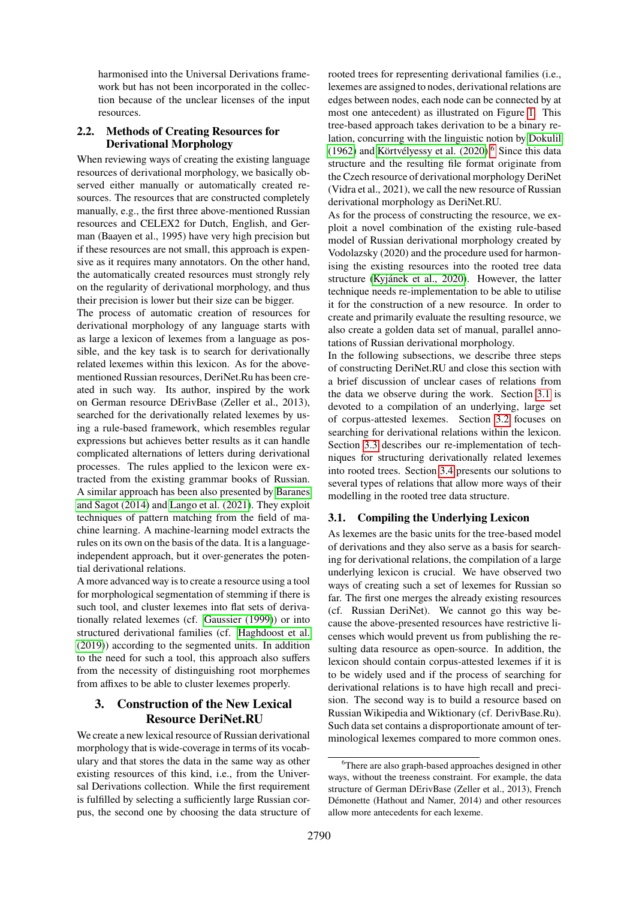harmonised into the Universal Derivations framework but has not been incorporated in the collection because of the unclear licenses of the input resources.

### 2.2. Methods of Creating Resources for Derivational Morphology

When reviewing ways of creating the existing language resources of derivational morphology, we basically observed either manually or automatically created resources. The resources that are constructed completely manually, e.g., the first three above-mentioned Russian resources and CELEX2 for Dutch, English, and German (Baayen et al., 1995) have very high precision but if these resources are not small, this approach is expensive as it requires many annotators. On the other hand, the automatically created resources must strongly rely on the regularity of derivational morphology, and thus their precision is lower but their size can be bigger.

The process of automatic creation of resources for derivational morphology of any language starts with as large a lexicon of lexemes from a language as possible, and the key task is to search for derivationally related lexemes within this lexicon. As for the above-mentioned Russian resources, DeriNet.Ru has been created in such way. Its author, inspired by the work on German resource DErivBase (Zeller et al., 2013), searched for the derivationally related lexemes by using a rule-based framework, which resembles regular expressions but achieves better results as it can handle complicated alternations of letters during derivational processes. The rules applied to the lexicon were extracted from the existing grammar books of Russian. A similar approach has been also presented by Baranes and Sagot (2014) and Lango et al. (2021). They exploit techniques of pattern matching from the field of machine learning. A machine-learning model extracts the rules on its own on the basis of the data. It is a language-independent approach, but it over-generates the potential derivational relations.

A more advanced way is to create a resource using a tool for morphological segmentation of stemming if there is such tool, and cluster lexemes into flat sets of derivationally related lexemes (cf. Gaussier (1999)) or into structured derivational families (cf. Haghdoost et al. (2019)) according to the segmented units. In addition to the need for such a tool, this approach also suffers from the necessity of distinguishing root morphemes from affixes to be able to cluster lexemes properly.

## 3. Construction of the New Lexical Resource DeriNet.RU

We create a new lexical resource of Russian derivational morphology that is wide-coverage in terms of its vocabulary and that stores the data in the same way as other existing resources of this kind, i.e., from the Universal Derivations collection. While the first requirement is fulfilled by selecting a sufficiently large Russian corpus, the second one by choosing the data structure of rooted trees for representing derivational families (i.e., lexemes are assigned to nodes, derivational relations are edges between nodes, each node can be connected by at most one antecedent) as illustrated on Figure 1. This tree-based approach takes derivation to be a binary relation, concurring with the linguistic notion by Dokulil (1962) and Körtvélyessy et al. (2020).[6] Since this data structure and the resulting file format originate from the Czech resource of derivational morphology DeriNet (Vidra et al., 2021), we call the new resource of Russian derivational morphology as DeriNet.RU.

As for the process of constructing the resource, we exploit a novel combination of the existing rule-based model of Russian derivational morphology created by Vodolazsky (2020) and the procedure used for harmonising the existing resources into the rooted tree data structure (Kyjánek et al., 2020). However, the latter technique needs re-implementation to be able to utilise it for the construction of a new resource. In order to create and primarily evaluate the resulting resource, we also create a golden data set of manual, parallel annotations of Russian derivational morphology.

In the following subsections, we describe three steps of constructing DeriNet.RU and close this section with a brief discussion of unclear cases of relations from the data we observe during the work. Section 3.1 is devoted to a compilation of an underlying, large set of corpus-attested lexemes. Section 3.2 focuses on searching for derivational relations within the lexicon. Section 3.3 describes our re-implementation of techniques for structuring derivationally related lexemes into rooted trees. Section 3.4 presents our solutions to several types of relations that allow more ways of their modelling in the rooted tree data structure.

### 3.1. Compiling the Underlying Lexicon

As lexemes are the basic units for the tree-based model of derivations and they also serve as a basis for searching for derivational relations, the compilation of a large underlying lexicon is crucial. We have observed two ways of creating such a set of lexemes for Russian so far. The first one merges the already existing resources (cf. Russian DeriNet). We cannot go this way because the above-presented resources have restrictive licenses which would prevent us from publishing the resulting data resource as open-source. In addition, the lexicon should contain corpus-attested lexemes if it is to be widely used and if the process of searching for derivational relations is to have high recall and precision. The second way is to build a resource based on Russian Wikipedia and Wiktionary (cf. DerivBase.Ru). Such data set contains a disproportionate amount of terminological lexemes compared to more common ones.

[6] There are also graph-based approaches designed in other ways, without the treeness constraint. For example, the data structure of German DErivBase (Zeller et al., 2013), French Démonette (Hathout and Namer, 2014) and other resources allow more antecedents for each lexeme.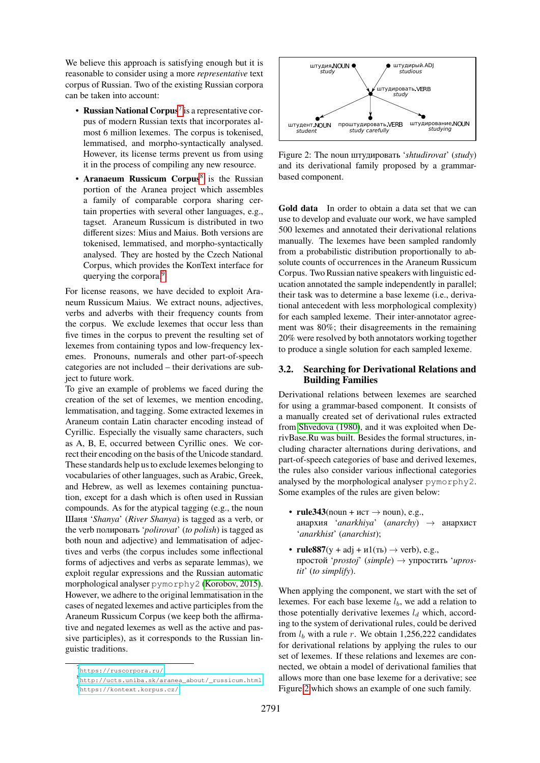We believe this approach is satisfying enough but it is reasonable to consider using a more *representative* text corpus of Russian. Two of the existing Russian corpora can be taken into account:

- **Russian National Corpus**[7] is a representative corpus of modern Russian texts that incorporates almost 6 million lexemes. The corpus is tokenised, lemmatised, and morpho-syntactically analysed. However, its license terms prevent us from using it in the process of compiling any new resource.
- **Aranaeum Russicum Corpus**[8] is the Russian portion of the Aranea project which assembles a family of comparable corpora sharing certain properties with several other languages, e.g., tagset. Araneum Russicum is distributed in two different sizes: Mius and Maius. Both versions are tokenised, lemmatised, and morpho-syntactically analysed. They are hosted by the Czech National Corpus, which provides the KonText interface for querying the corpora.[9]

For license reasons, we have decided to exploit Araneum Russicum Maius. We extract nouns, adjectives, verbs and adverbs with their frequency counts from the corpus. We exclude lexemes that occur less than five times in the corpus to prevent the resulting set of lexemes from containing typos and low-frequency lexemes. Pronouns, numerals and other part-of-speech categories are not included – their derivations are subject to future work.

To give an example of problems we faced during the creation of the set of lexemes, we mention encoding, lemmatisation, and tagging. Some extracted lexemes in Araneum contain Latin character encoding instead of Cyrillic. Especially the visually same characters, such as A, B, E, occurred between Cyrillic ones. We correct their encoding on the basis of the Unicode standard. These standards help us to exclude lexemes belonging to vocabularies of other languages, such as Arabic, Greek, and Hebrew, as well as lexemes containing punctuation, except for a dash which is often used in Russian compounds. As for the atypical tagging (e.g., the noun Шаня '*Shanya*' (*River Shanya*) is tagged as a verb, or the verb полировать '*polirovat*' (*to polish*) is tagged as both noun and adjective) and lemmatisation of adjectives and verbs (the corpus includes some inflectional forms of adjectives and verbs as separate lemmas), we exploit regular expressions and the Russian automatic morphological analyser `pymorphy2` (Korobov, 2015). However, we adhere to the original lemmatisation in the cases of negated lexemes and active participles from the Araneum Russicum Corpus (we keep both the affirmative and negated lexemes as well as the active and passive participles), as it corresponds to the Russian linguistic traditions.

Figure 2: The noun штудировать '*shtudirovat*' (*study*) and its derivational family proposed by a grammar-based component.

**Gold data** In order to obtain a data set that we can use to develop and evaluate our work, we have sampled 500 lexemes and annotated their derivational relations manually. The lexemes have been sampled randomly from a probabilistic distribution proportionally to absolute counts of occurrences in the Araneum Russicum Corpus. Two Russian native speakers with linguistic education annotated the sample independently in parallel; their task was to determine a base lexeme (i.e., derivational antecedent with less morphological complexity) for each sampled lexeme. Their inter-annotator agreement was 80%; their disagreements in the remaining 20% were resolved by both annotators working together to produce a single solution for each sampled lexeme.

## 3.2. Searching for Derivational Relations and Building Families

Derivational relations between lexemes are searched for using a grammar-based component. It consists of a manually created set of derivational rules extracted from Shvedova (1980), and it was exploited when DerivBase.Ru was built. Besides the formal structures, including character alternations during derivations, and part-of-speech categories of base and derived lexemes, the rules also consider various inflectional categories analysed by the morphological analyser `pymorphy2`. Some examples of the rules are given below:

- **rule343**(noun + ист → noun), e.g., анархия '*anarkhiya*' (*anarchy*) → анархист '*anarkhist*' (*anarchist*);
- **rule887**(у + adj + и1(ть) → verb), e.g., простой '*prostoj*' (*simple*) → упростить '*uprostit*' (*to simplify*).

When applying the component, we start with the set of lexemes. For each base lexeme $l_b$, we add a relation to those potentially derivative lexemes $l_d$ which, according to the system of derivational rules, could be derived from $l_b$ with a rule $r$. We obtain 1,256,222 candidates for derivational relations by applying the rules to our set of lexemes. If these relations and lexemes are connected, we obtain a model of derivational families that allows more than one base lexeme for a derivative; see Figure 2 which shows an example of one such family.

[7] https://ruscorpora.ru/

[8] http://ucts.uniba.sk/aranea_about/_russicum.html

[9] https://kontext.korpus.cz/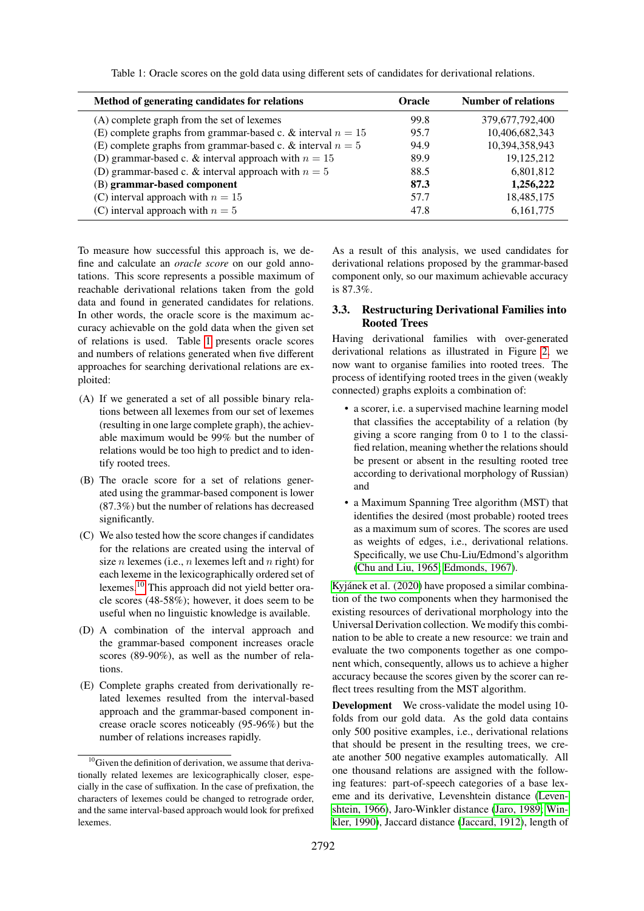Table 1: Oracle scores on the gold data using different sets of candidates for derivational relations.

| Method of generating candidates for relations | Oracle | Number of relations |
|---|---|---|
| (A) complete graph from the set of lexemes | 99.8 | 379,677,792,400 |
| (E) complete graphs from grammar-based c. & interval $n = 15$ | 95.7 | 10,406,682,343 |
| (E) complete graphs from grammar-based c. & interval $n = 5$ | 94.9 | 10,394,358,943 |
| (D) grammar-based c. & interval approach with $n = 15$ | 89.9 | 19,125,212 |
| (D) grammar-based c. & interval approach with $n = 5$ | 88.5 | 6,801,812 |
| (B) **grammar-based component** | **87.3** | **1,256,222** |
| (C) interval approach with $n = 15$ | 57.7 | 18,485,175 |
| (C) interval approach with $n = 5$ | 47.8 | 6,161,775 |

To measure how successful this approach is, we define and calculate an *oracle score* on our gold annotations. This score represents a possible maximum of reachable derivational relations taken from the gold data and found in generated candidates for relations. In other words, the oracle score is the maximum accuracy achievable on the gold data when the given set of relations is used. Table 1 presents oracle scores and numbers of relations generated when five different approaches for searching derivational relations are exploited:

(A) If we generated a set of all possible binary relations between all lexemes from our set of lexemes (resulting in one large complete graph), the achievable maximum would be 99% but the number of relations would be too high to predict and to identify rooted trees.

(B) The oracle score for a set of relations generated using the grammar-based component is lower (87.3%) but the number of relations has decreased significantly.

(C) We also tested how the score changes if candidates for the relations are created using the interval of size $n$ lexemes (i.e., $n$ lexemes left and $n$ right) for each lexeme in the lexicographically ordered set of lexemes.[10] This approach did not yield better oracle scores (48-58%); however, it does seem to be useful when no linguistic knowledge is available.

(D) A combination of the interval approach and the grammar-based component increases oracle scores (89-90%), as well as the number of relations.

(E) Complete graphs created from derivationally related lexemes resulted from the interval-based approach and the grammar-based component increase oracle scores noticeably (95-96%) but the number of relations increases rapidly.

[10] Given the definition of derivation, we assume that derivationally related lexemes are lexicographically closer, especially in the case of suffixation. In the case of prefixation, the characters of lexemes could be changed to retrograde order, and the same interval-based approach would look for prefixed lexemes.

As a result of this analysis, we used candidates for derivational relations proposed by the grammar-based component only, so our maximum achievable accuracy is 87.3%.

### 3.3. Restructuring Derivational Families into Rooted Trees

Having derivational families with over-generated derivational relations as illustrated in Figure 2, we now want to organise families into rooted trees. The process of identifying rooted trees in the given (weakly connected) graphs exploits a combination of:

- a scorer, i.e. a supervised machine learning model that classifies the acceptability of a relation (by giving a score ranging from 0 to 1 to the classified relation, meaning whether the relations should be present or absent in the resulting rooted tree according to derivational morphology of Russian) and
- a Maximum Spanning Tree algorithm (MST) that identifies the desired (most probable) rooted trees as a maximum sum of scores. The scores are used as weights of edges, i.e., derivational relations. Specifically, we use Chu-Liu/Edmond's algorithm (Chu and Liu, 1965; Edmonds, 1967).

Kyjánek et al. (2020) have proposed a similar combination of the two components when they harmonised the existing resources of derivational morphology into the Universal Derivation collection. We modify this combination to be able to create a new resource: we train and evaluate the two components together as one component which, consequently, allows us to achieve a higher accuracy because the scores given by the scorer can reflect trees resulting from the MST algorithm.

**Development** We cross-validate the model using 10-folds from our gold data. As the gold data contains only 500 positive examples, i.e., derivational relations that should be present in the resulting trees, we create another 500 negative examples automatically. All one thousand relations are assigned with the following features: part-of-speech categories of a base lexeme and its derivative, Levenshtein distance (Levenshtein, 1966), Jaro-Winkler distance (Jaro, 1989; Winkler, 1990), Jaccard distance (Jaccard, 1912), length of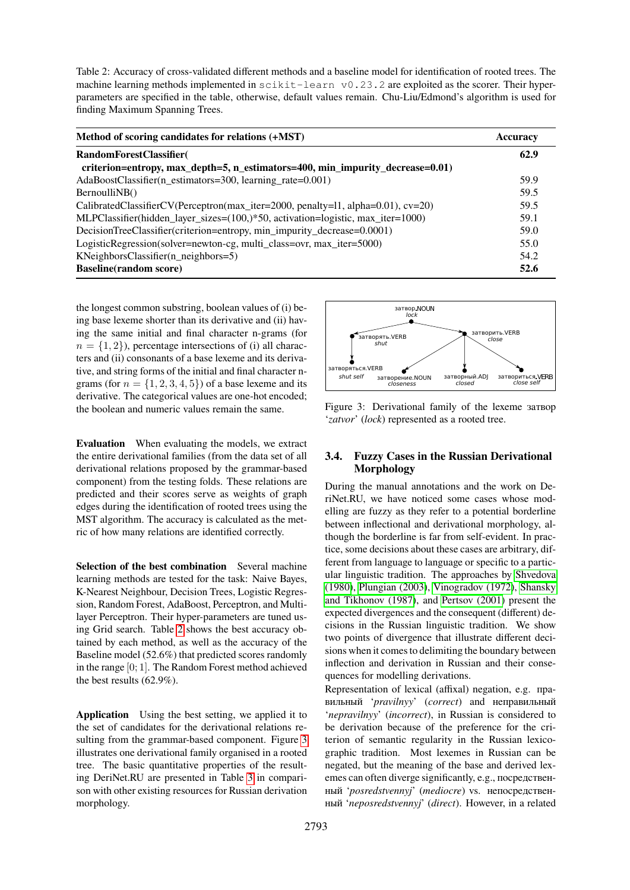Table 2: Accuracy of cross-validated different methods and a baseline model for identification of rooted trees. The machine learning methods implemented in `scikit-learn v0.23.2` are exploited as the scorer. Their hyper-parameters are specified in the table, otherwise, default values remain. Chu-Liu/Edmond's algorithm is used for finding Maximum Spanning Trees.

| Method of scoring candidates for relations (+MST) | Accuracy |
|---|---|
| **RandomForestClassifier( criterion=entropy, max_depth=5, n_estimators=400, min_impurity_decrease=0.01)** | **62.9** |
| AdaBoostClassifier(n_estimators=300, learning_rate=0.001) | 59.9 |
| BernoulliNB() | 59.5 |
| CalibratedClassifierCV(Perceptron(max_iter=2000, penalty=l1, alpha=0.01), cv=20) | 59.5 |
| MLPClassifier(hidden_layer_sizes=(100,)*50, activation=logistic, max_iter=1000) | 59.1 |
| DecisionTreeClassifier(criterion=entropy, min_impurity_decrease=0.0001) | 59.0 |
| LogisticRegression(solver=newton-cg, multi_class=ovr, max_iter=5000) | 55.0 |
| KNeighborsClassifier(n_neighbors=5) | 54.2 |
| **Baseline(random score)** | **52.6** |

the longest common substring, boolean values of (i) being base lexeme shorter than its derivative and (ii) having the same initial and final character n-grams (for $n = \{1, 2\}$), percentage intersections of (i) all characters and (ii) consonants of a base lexeme and its derivative, and string forms of the initial and final character n-grams (for $n = \{1, 2, 3, 4, 5\}$) of a base lexeme and its derivative. The categorical values are one-hot encoded; the boolean and numeric values remain the same.

**Evaluation** When evaluating the models, we extract the entire derivational families (from the data set of all derivational relations proposed by the grammar-based component) from the testing folds. These relations are predicted and their scores serve as weights of graph edges during the identification of rooted trees using the MST algorithm. The accuracy is calculated as the metric of how many relations are identified correctly.

**Selection of the best combination** Several machine learning methods are tested for the task: Naive Bayes, K-Nearest Neighbour, Decision Trees, Logistic Regression, Random Forest, AdaBoost, Perceptron, and Multi-layer Perceptron. Their hyper-parameters are tuned using Grid search. Table 2 shows the best accuracy obtained by each method, as well as the accuracy of the Baseline model (52.6%) that predicted scores randomly in the range $[0; 1]$. The Random Forest method achieved the best results (62.9%).

**Application** Using the best setting, we applied it to the set of candidates for the derivational relations resulting from the grammar-based component. Figure 3 illustrates one derivational family organised in a rooted tree. The basic quantitative properties of the resulting DeriNet.RU are presented in Table 3 in comparison with other existing resources for Russian derivation morphology.

Figure 3: Derivational family of the lexeme затвор '*zatvor*' (*lock*) represented as a rooted tree.

### 3.4. Fuzzy Cases in the Russian Derivational Morphology

During the manual annotations and the work on DeriNet.RU, we have noticed some cases whose modelling are fuzzy as they refer to a potential borderline between inflectional and derivational morphology, although the borderline is far from self-evident. In practice, some decisions about these cases are arbitrary, different from language to language or specific to a particular linguistic tradition. The approaches by Shvedova (1980), Plungian (2003), Vinogradov (1972), Shansky and Tikhonov (1987), and Pertsov (2001) present the expected divergences and the consequent (different) decisions in the Russian linguistic tradition. We show two points of divergence that illustrate different decisions when it comes to delimiting the boundary between inflection and derivation in Russian and their consequences for modelling derivations.

Representation of lexical (affixal) negation, e.g. правильный '*pravilnyy*' (*correct*) and неправильный '*nepravilnyy*' (*incorrect*), in Russian is considered to be derivation because of the preference for the criterion of semantic regularity in the Russian lexicographic tradition. Most lexemes in Russian can be negated, but the meaning of the base and derived lexemes can often diverge significantly, e.g., посредственный '*posredstvennyj*' (*mediocre*) vs. непосредственный '*neposredstvennyj*' (*direct*). However, in a related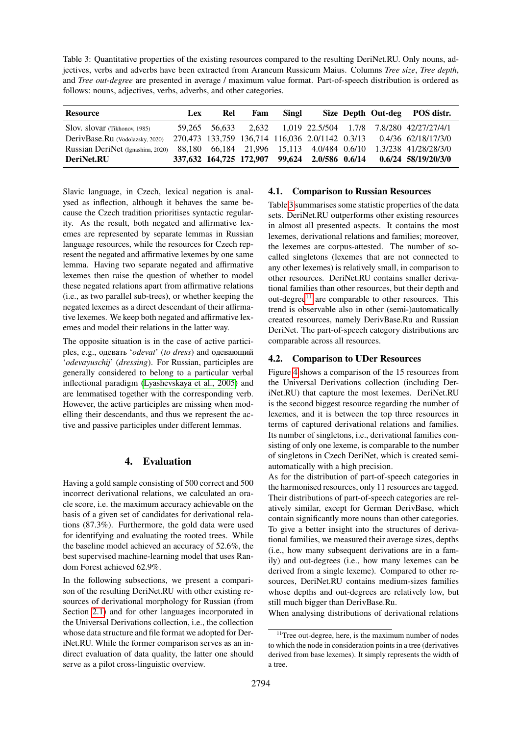Table 3: Quantitative properties of the existing resources compared to the resulting DeriNet.RU. Only nouns, adjectives, verbs and adverbs have been extracted from Araneum Russicum Maius. Columns *Tree size*, *Tree depth*, and *Tree out-degree* are presented in average / maximum value format. Part-of-speech distribution is ordered as follows: nouns, adjectives, verbs, adverbs, and other categories.

| Resource | Lex | Rel | Fam | Singl | Size | Depth | Out-deg | POS distr. |
|---|---|---|---|---|---|---|---|---|
| Slov. slovar (Tikhonov, 1985) | 59,265 | 56,633 | 2,632 | 1,019 | 22.5/504 | 1.7/8 | 7.8/280 | 42/27/27/4/1 |
| DerivBase.Ru (Vodolazsky, 2020) | 270,473 | 133,759 | 136,714 | 116,036 | 2.0/1142 | 0.3/13 | 0.4/36 | 62/18/17/3/0 |
| Russian DeriNet (Ignashina, 2020) | 88,180 | 66,184 | 21,996 | 15,113 | 4.0/484 | 0.6/10 | 1.3/238 | 41/28/28/3/0 |
| **DeriNet.RU** | **337,632** | **164,725** | **172,907** | **99,624** | **2.0/586** | **0.6/14** | **0.6/24** | **58/19/20/3/0** |

Slavic language, in Czech, lexical negation is analysed as inflection, although it behaves the same because the Czech tradition prioritises syntactic regularity. As the result, both negated and affirmative lexemes are represented by separate lemmas in Russian language resources, while the resources for Czech represent the negated and affirmative lexemes by one same lemma. Having two separate negated and affirmative lexemes then raise the question of whether to model these negated relations apart from affirmative relations (i.e., as two parallel sub-trees), or whether keeping the negated lexemes as a direct descendant of their affirmative lexemes. We keep both negated and affirmative lexemes and model their relations in the latter way.

The opposite situation is in the case of active participles, e.g., одевать '*odevat*' (*to dress*) and одевающий '*odevayuschij*' (*dressing*). For Russian, participles are generally considered to belong to a particular verbal inflectional paradigm (Lyashevskaya et al., 2005) and are lemmatised together with the corresponding verb. However, the active participles are missing when modelling their descendants, and thus we represent the active and passive participles under different lemmas.

## 4. Evaluation

Having a gold sample consisting of 500 correct and 500 incorrect derivational relations, we calculated an oracle score, i.e. the maximum accuracy achievable on the basis of a given set of candidates for derivational relations (87.3%). Furthermore, the gold data were used for identifying and evaluating the rooted trees. While the baseline model achieved an accuracy of 52.6%, the best supervised machine-learning model that uses Random Forest achieved 62.9%.

In the following subsections, we present a comparison of the resulting DeriNet.RU with other existing resources of derivational morphology for Russian (from Section 2.1) and for other languages incorporated in the Universal Derivations collection, i.e., the collection whose data structure and file format we adopted for DeriNet.RU. While the former comparison serves as an indirect evaluation of data quality, the latter one should serve as a pilot cross-linguistic overview.

### 4.1. Comparison to Russian Resources

Table 3 summarises some statistic properties of the data sets. DeriNet.RU outperforms other existing resources in almost all presented aspects. It contains the most lexemes, derivational relations and families; moreover, the lexemes are corpus-attested. The number of so-called singletons (lexemes that are not connected to any other lexemes) is relatively small, in comparison to other resources. DeriNet.RU contains smaller derivational families than other resources, but their depth and out-degree[11] are comparable to other resources. This trend is observable also in other (semi-)automatically created resources, namely DerivBase.Ru and Russian DeriNet. The part-of-speech category distributions are comparable across all resources.

### 4.2. Comparison to UDer Resources

Figure 4 shows a comparison of the 15 resources from the Universal Derivations collection (including DeriNet.RU) that capture the most lexemes. DeriNet.RU is the second biggest resource regarding the number of lexemes, and it is between the top three resources in terms of captured derivational relations and families. Its number of singletons, i.e., derivational families consisting of only one lexeme, is comparable to the number of singletons in Czech DeriNet, which is created semi-automatically with a high precision.

As for the distribution of part-of-speech categories in the harmonised resources, only 11 resources are tagged. Their distributions of part-of-speech categories are relatively similar, except for German DerivBase, which contain significantly more nouns than other categories. To give a better insight into the structures of derivational families, we measured their average sizes, depths (i.e., how many subsequent derivations are in a family) and out-degrees (i.e., how many lexemes can be derived from a single lexeme). Compared to other resources, DeriNet.RU contains medium-sizes families whose depths and out-degrees are relatively low, but still much bigger than DerivBase.Ru.

When analysing distributions of derivational relations

[11] Tree out-degree, here, is the maximum number of nodes to which the node in consideration points in a tree (derivatives derived from base lexemes). It simply represents the width of a tree.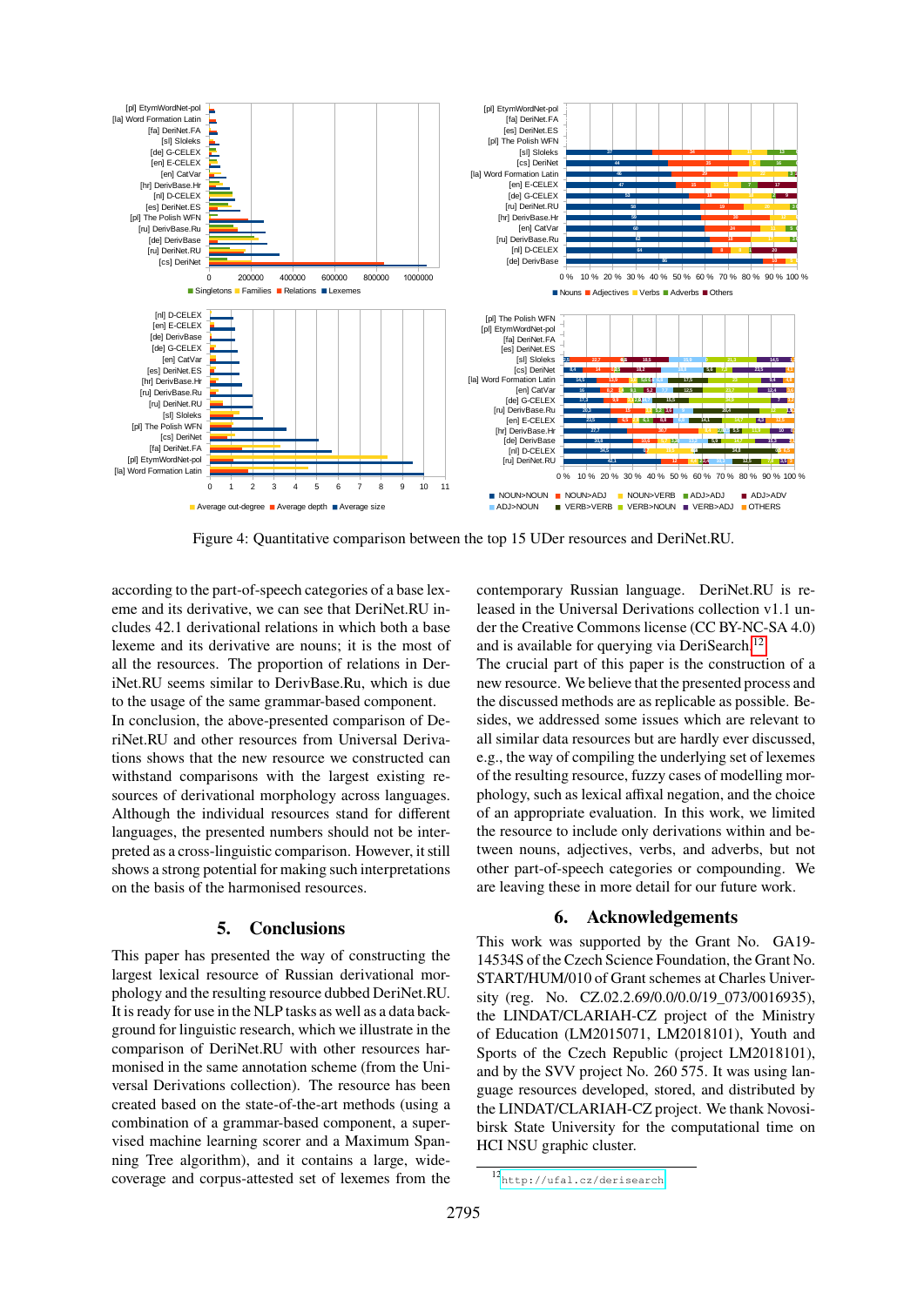Figure 4: Quantitative comparison between the top 15 UDer resources and DeriNet.RU.

according to the part-of-speech categories of a base lexeme and its derivative, we can see that DeriNet.RU includes 42.1 derivational relations in which both a base lexeme and its derivative are nouns; it is the most of all the resources. The proportion of relations in DeriNet.RU seems similar to DerivBase.Ru, which is due to the usage of the same grammar-based component.

In conclusion, the above-presented comparison of DeriNet.RU and other resources from Universal Derivations shows that the new resource we constructed can withstand comparisons with the largest existing resources of derivational morphology across languages. Although the individual resources stand for different languages, the presented numbers should not be interpreted as a cross-linguistic comparison. However, it still shows a strong potential for making such interpretations on the basis of the harmonised resources.

## 5. Conclusions

This paper has presented the way of constructing the largest lexical resource of Russian derivational morphology and the resulting resource dubbed DeriNet.RU. It is ready for use in the NLP tasks as well as a data background for linguistic research, which we illustrate in the comparison of DeriNet.RU with other resources harmonised in the same annotation scheme (from the Universal Derivations collection). The resource has been created based on the state-of-the-art methods (using a combination of a grammar-based component, a supervised machine learning scorer and a Maximum Spanning Tree algorithm), and it contains a large, wide-coverage and corpus-attested set of lexemes from the contemporary Russian language. DeriNet.RU is released in the Universal Derivations collection v1.1 under the Creative Commons license (CC BY-NC-SA 4.0) and is available for querying via DeriSearch.[12]

The crucial part of this paper is the construction of a new resource. We believe that the presented process and the discussed methods are as replicable as possible. Besides, we addressed some issues which are relevant to all similar data resources but are hardly ever discussed, e.g., the way of compiling the underlying set of lexemes of the resulting resource, fuzzy cases of modelling morphology, such as lexical affixal negation, and the choice of an appropriate evaluation. In this work, we limited the resource to include only derivations within and between nouns, adjectives, verbs, and adverbs, but not other part-of-speech categories or compounding. We are leaving these in more detail for our future work.

## 6. Acknowledgements

This work was supported by the Grant No. GA19-14534S of the Czech Science Foundation, the Grant No. START/HUM/010 of Grant schemes at Charles University (reg. No. CZ.02.2.69/0.0/0.0/19_073/0016935), the LINDAT/CLARIAH-CZ project of the Ministry of Education (LM2015071, LM2018101), Youth and Sports of the Czech Republic (project LM2018101), and by the SVV project No. 260 575. It was using language resources developed, stored, and distributed by the LINDAT/CLARIAH-CZ project. We thank Novosibirsk State University for the computational time on HCI NSU graphic cluster.

[12] http://ufal.cz/derisearch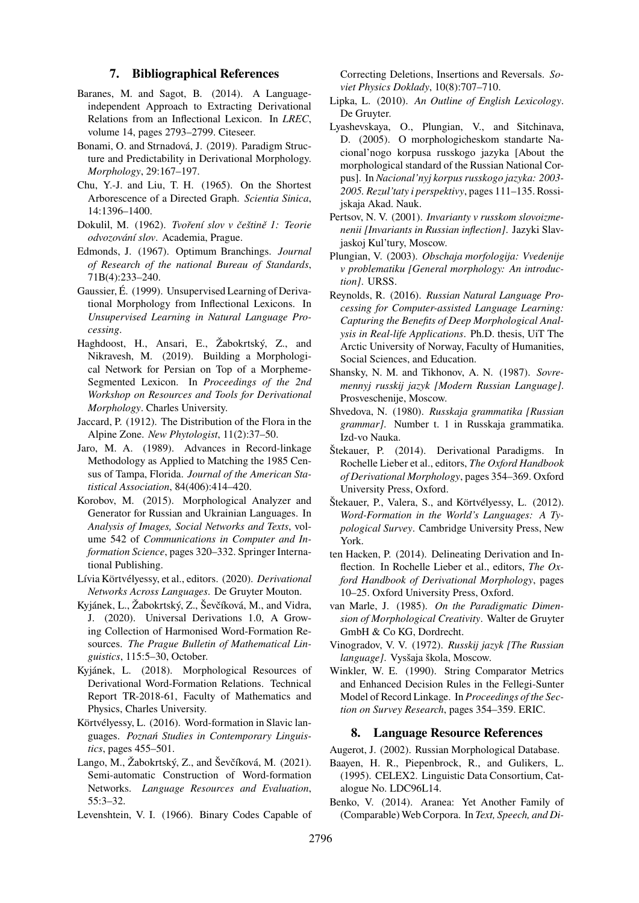## 7. Bibliographical References

Baranes, M. and Sagot, B. (2014). A Language-independent Approach to Extracting Derivational Relations from an Inflectional Lexicon. In *LREC*, volume 14, pages 2793–2799. Citeseer.

Bonami, O. and Strnadová, J. (2019). Paradigm Structure and Predictability in Derivational Morphology. *Morphology*, 29:167–197.

Chu, Y.-J. and Liu, T. H. (1965). On the Shortest Arborescence of a Directed Graph. *Scientia Sinica*, 14:1396–1400.

Dokulil, M. (1962). *Tvoření slov v češtině 1: Teorie odvozování slov*. Academia, Prague.

Edmonds, J. (1967). Optimum Branchings. *Journal of Research of the national Bureau of Standards*, 71B(4):233–240.

Gaussier, É. (1999). Unsupervised Learning of Derivational Morphology from Inflectional Lexicons. In *Unsupervised Learning in Natural Language Processing*.

Haghdoost, H., Ansari, E., Žabokrtský, Z., and Nikravesh, M. (2019). Building a Morphological Network for Persian on Top of a Morpheme-Segmented Lexicon. In *Proceedings of the 2nd Workshop on Resources and Tools for Derivational Morphology*. Charles University.

Jaccard, P. (1912). The Distribution of the Flora in the Alpine Zone. *New Phytologist*, 11(2):37–50.

Jaro, M. A. (1989). Advances in Record-linkage Methodology as Applied to Matching the 1985 Census of Tampa, Florida. *Journal of the American Statistical Association*, 84(406):414–420.

Korobov, M. (2015). Morphological Analyzer and Generator for Russian and Ukrainian Languages. In *Analysis of Images, Social Networks and Texts*, volume 542 of *Communications in Computer and Information Science*, pages 320–332. Springer International Publishing.

Lívia Körtvélyessy, et al., editors. (2020). *Derivational Networks Across Languages*. De Gruyter Mouton.

Kyjánek, L., Žabokrtský, Z., Ševčíková, M., and Vidra, J. (2020). Universal Derivations 1.0, A Growing Collection of Harmonised Word-Formation Resources. *The Prague Bulletin of Mathematical Linguistics*, 115:5–30, October.

Kyjánek, L. (2018). Morphological Resources of Derivational Word-Formation Relations. Technical Report TR-2018-61, Faculty of Mathematics and Physics, Charles University.

Körtvélyessy, L. (2016). Word-formation in Slavic languages. *Poznań Studies in Contemporary Linguistics*, pages 455–501.

Lango, M., Žabokrtský, Z., and Ševčíková, M. (2021). Semi-automatic Construction of Word-formation Networks. *Language Resources and Evaluation*, 55:3–32.

Levenshtein, V. I. (1966). Binary Codes Capable of Correcting Deletions, Insertions and Reversals. *Soviet Physics Doklady*, 10(8):707–710.

Lipka, L. (2010). *An Outline of English Lexicology*. De Gruyter.

Lyashevskaya, O., Plungian, V., and Sitchinava, D. (2005). O morphologicheskom standarte Nacional'nogo korpusa russkogo jazyka [About the morphological standard of the Russian National Corpus]. In *Nacional'nyj korpus russkogo jazyka: 2003-2005. Rezul'taty i perspektivy*, pages 111–135. Rossijskaja Akad. Nauk.

Pertsov, N. V. (2001). *Invarianty v russkom slovoizmenenii [Invariants in Russian inflection]*. Jazyki Slavjaskoj Kul'tury, Moscow.

Plungian, V. (2003). *Obschaja morfologija: Vvedenije v problematiku [General morphology: An introduction]*. URSS.

Reynolds, R. (2016). *Russian Natural Language Processing for Computer-assisted Language Learning: Capturing the Benefits of Deep Morphological Analysis in Real-life Applications*. Ph.D. thesis, UiT The Arctic University of Norway, Faculty of Humanities, Social Sciences, and Education.

Shansky, N. M. and Tikhonov, A. N. (1987). *Sovremennyj russkij jazyk [Modern Russian Language]*. Prosveschenije, Moscow.

Shvedova, N. (1980). *Russkaja grammatika [Russian grammar]*. Number t. 1 in Russkaja grammatika. Izd-vo Nauka.

Štekauer, P. (2014). Derivational Paradigms. In Rochelle Lieber et al., editors, *The Oxford Handbook of Derivational Morphology*, pages 354–369. Oxford University Press, Oxford.

Štekauer, P., Valera, S., and Körtvélyessy, L. (2012). *Word-Formation in the World's Languages: A Typological Survey*. Cambridge University Press, New York.

ten Hacken, P. (2014). Delineating Derivation and Inflection. In Rochelle Lieber et al., editors, *The Oxford Handbook of Derivational Morphology*, pages 10–25. Oxford University Press, Oxford.

van Marle, J. (1985). *On the Paradigmatic Dimension of Morphological Creativity*. Walter de Gruyter GmbH & Co KG, Dordrecht.

Vinogradov, V. V. (1972). *Russkij jazyk [The Russian language]*. Vysšaja škola, Moscow.

Winkler, W. E. (1990). String Comparator Metrics and Enhanced Decision Rules in the Fellegi-Sunter Model of Record Linkage. In *Proceedings of the Section on Survey Research*, pages 354–359. ERIC.

## 8. Language Resource References

Augerot, J. (2002). Russian Morphological Database.

Baayen, H. R., Piepenbrock, R., and Gulikers, L. (1995). CELEX2. Linguistic Data Consortium, Catalogue No. LDC96L14.

Benko, V. (2014). Aranea: Yet Another Family of (Comparable) Web Corpora. In *Text, Speech, and Di-*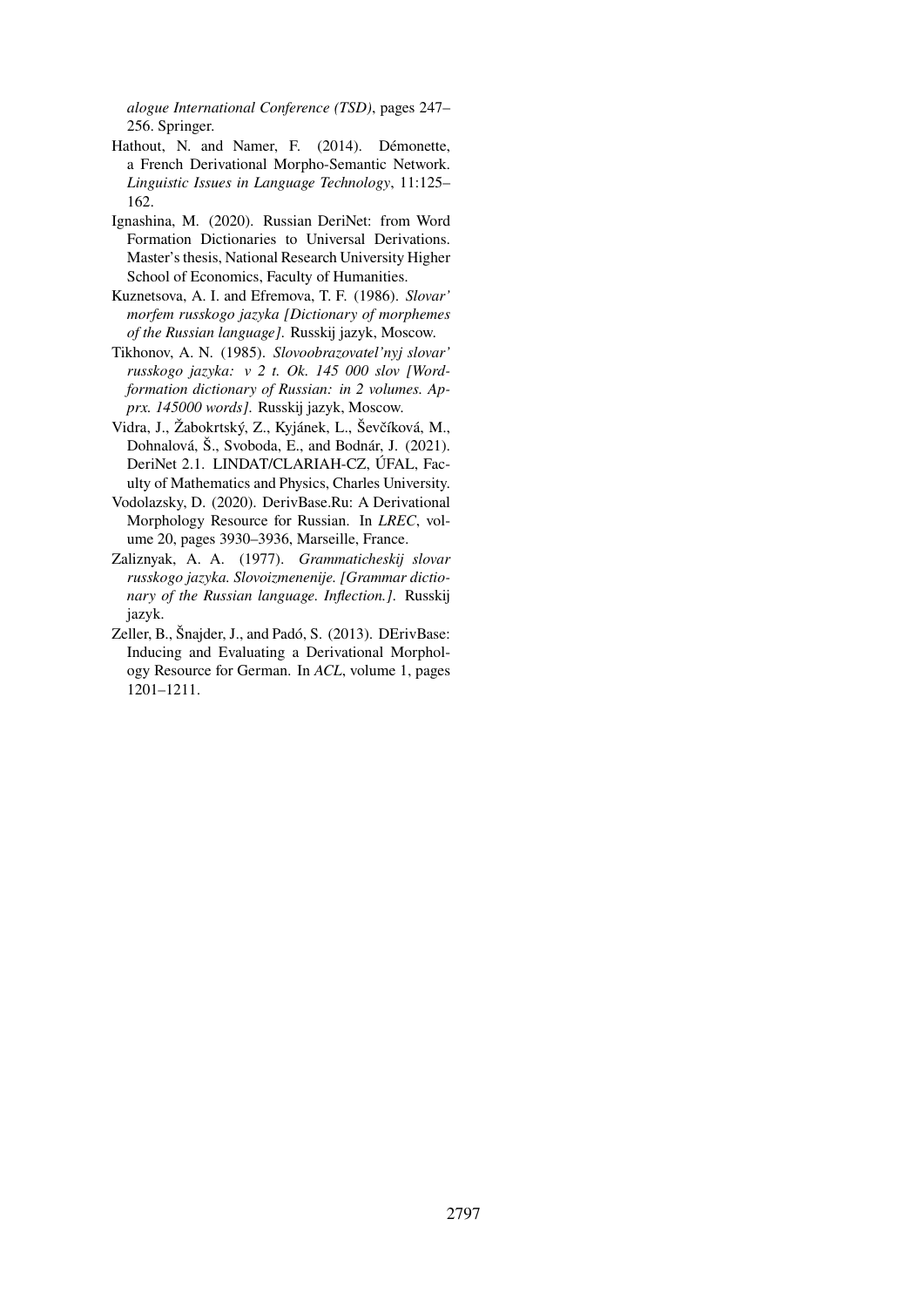*alogue International Conference (TSD)*, pages 247–256. Springer.

Hathout, N. and Namer, F. (2014). Démonette, a French Derivational Morpho-Semantic Network. *Linguistic Issues in Language Technology*, 11:125–162.

Ignashina, M. (2020). Russian DeriNet: from Word Formation Dictionaries to Universal Derivations. Master's thesis, National Research University Higher School of Economics, Faculty of Humanities.

Kuznetsova, A. I. and Efremova, T. F. (1986). *Slovar' morfem russkogo jazyka [Dictionary of morphemes of the Russian language].* Russkij jazyk, Moscow.

Tikhonov, A. N. (1985). *Slovoobrazovatel'nyj slovar' russkogo jazyka: v 2 t. Ok. 145 000 slov [Word-formation dictionary of Russian: in 2 volumes. Apprx. 145000 words].* Russkij jazyk, Moscow.

Vidra, J., Žabokrtský, Z., Kyjánek, L., Ševčíková, M., Dohnalová, Š., Svoboda, E., and Bodnár, J. (2021). DeriNet 2.1. LINDAT/CLARIAH-CZ, ÚFAL, Faculty of Mathematics and Physics, Charles University.

Vodolazsky, D. (2020). DerivBase.Ru: A Derivational Morphology Resource for Russian. In *LREC*, volume 20, pages 3930–3936, Marseille, France.

Zaliznyak, A. A. (1977). *Grammaticheskij slovar russkogo jazyka. Slovoizmenenije. [Grammar dictionary of the Russian language. Inflection.].* Russkij jazyk.

Zeller, B., Šnajder, J., and Padó, S. (2013). DErivBase: Inducing and Evaluating a Derivational Morphology Resource for German. In *ACL*, volume 1, pages 1201–1211.